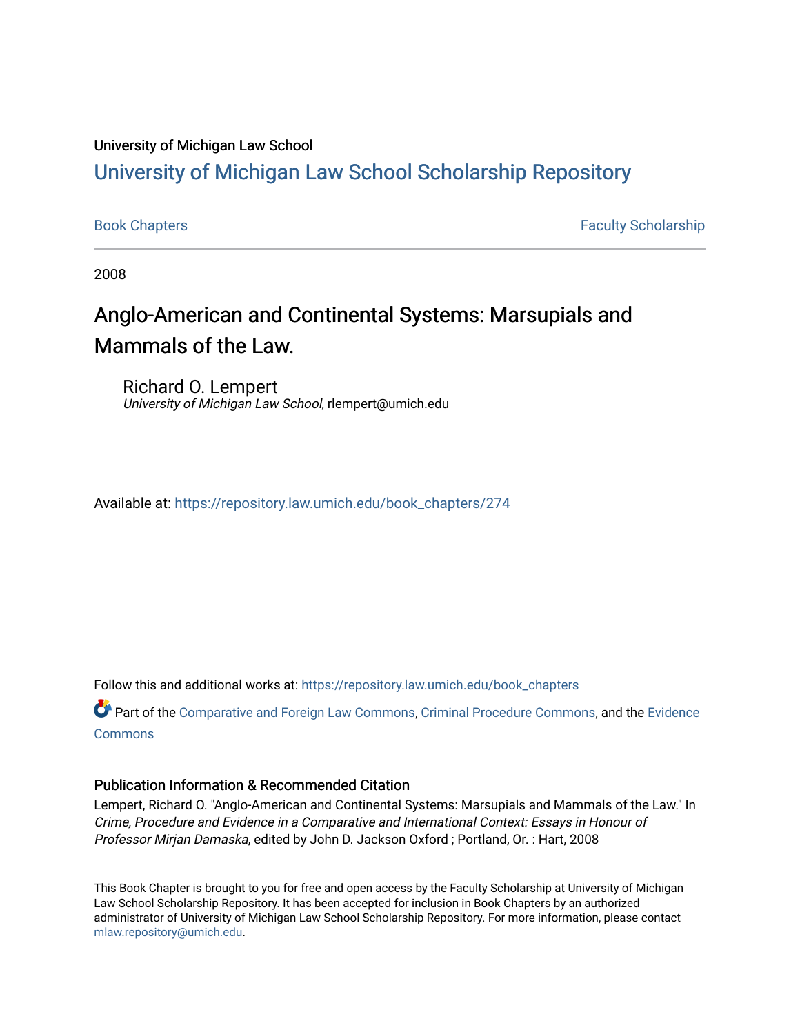University of Michigan Law School

# University of Michigan Law School Scholarship Repository

Book Chapters | Faculty Scholarship

2008

## Anglo-American and Continental Systems: Marsupials and Mammals of the Law.

Richard O. Lempert
*University of Michigan Law School*, rlempert@umich.edu

Available at: https://repository.law.umich.edu/book_chapters/274

Follow this and additional works at: https://repository.law.umich.edu/book_chapters

Part of the Comparative and Foreign Law Commons, Criminal Procedure Commons, and the Evidence Commons

### Publication Information & Recommended Citation

Lempert, Richard O. "Anglo-American and Continental Systems: Marsupials and Mammals of the Law." In *Crime, Procedure and Evidence in a Comparative and International Context: Essays in Honour of Professor Mirjan Damaska*, edited by John D. Jackson Oxford ; Portland, Or. : Hart, 2008

This Book Chapter is brought to you for free and open access by the Faculty Scholarship at University of Michigan Law School Scholarship Repository. It has been accepted for inclusion in Book Chapters by an authorized administrator of University of Michigan Law School Scholarship Repository. For more information, please contact mlaw.repository@umich.edu.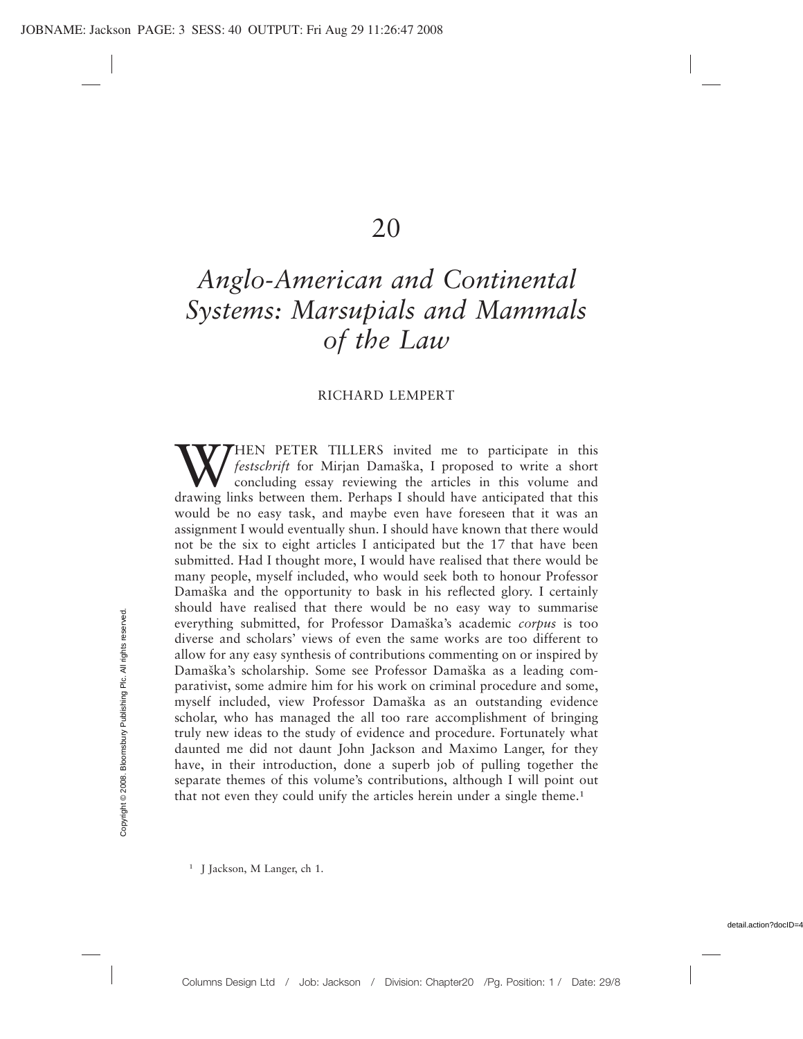# 20

# *Anglo-American and Continental Systems: Marsupials and Mammals of the Law*

RICHARD LEMPERT

WHEN PETER TILLERS invited me to participate in this *festschrift* for Mirjan Damaška, I proposed to write a short concluding essay reviewing the articles in this volume and drawing links between them. Perhaps I should have anticipated that this would be no easy task, and maybe even have foreseen that it was an assignment I would eventually shun. I should have known that there would not be the six to eight articles I anticipated but the 17 that have been submitted. Had I thought more, I would have realised that there would be many people, myself included, who would seek both to honour Professor Damaška and the opportunity to bask in his reflected glory. I certainly should have realised that there would be no easy way to summarise everything submitted, for Professor Damaška's academic *corpus* is too diverse and scholars' views of even the same works are too different to allow for any easy synthesis of contributions commenting on or inspired by Damaška's scholarship. Some see Professor Damaška as a leading comparativist, some admire him for his work on criminal procedure and some, myself included, view Professor Damaška as an outstanding evidence scholar, who has managed the all too rare accomplishment of bringing truly new ideas to the study of evidence and procedure. Fortunately what daunted me did not daunt John Jackson and Maximo Langer, for they have, in their introduction, done a superb job of pulling together the separate themes of this volume's contributions, although I will point out that not even they could unify the articles herein under a single theme.[1]

[1] J Jackson, M Langer, ch 1.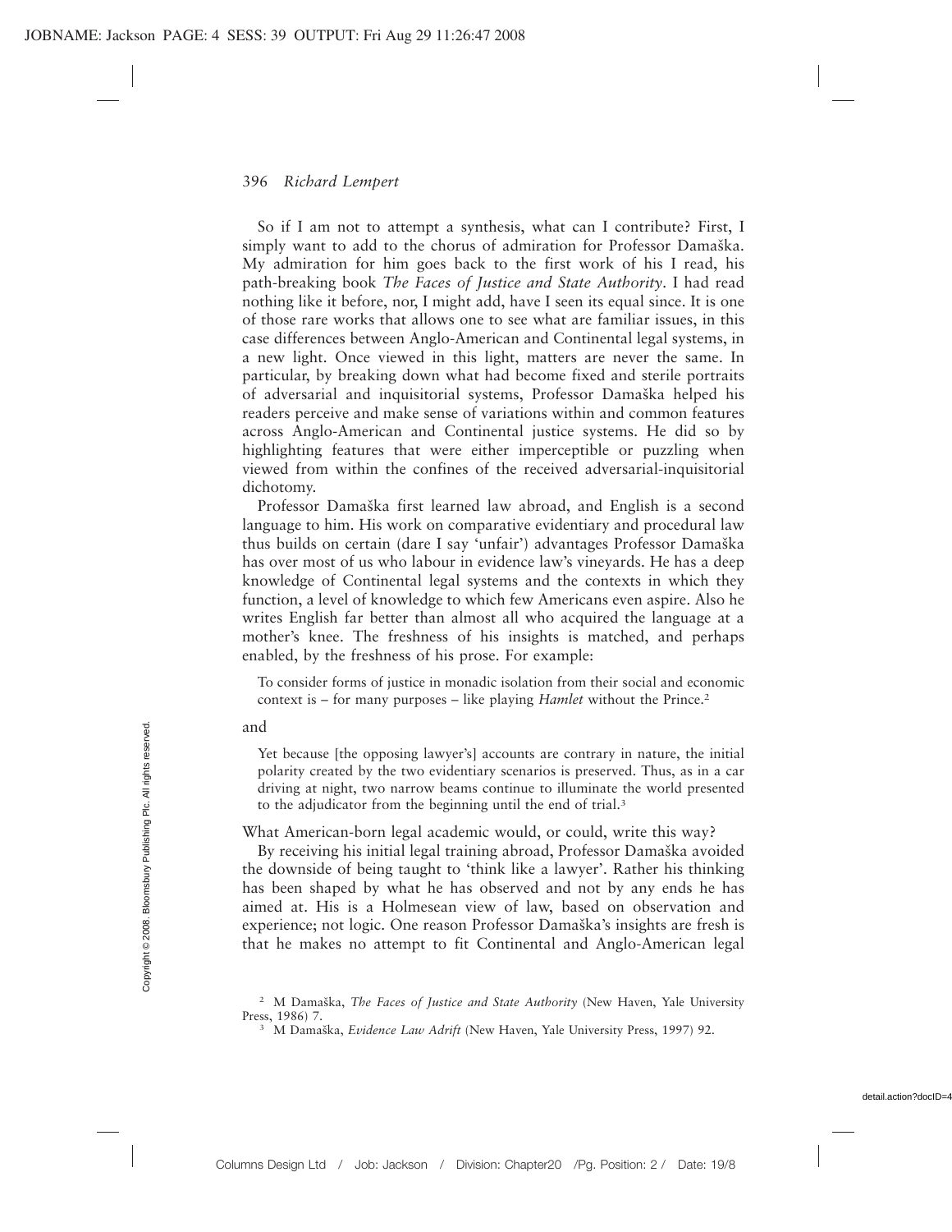So if I am not to attempt a synthesis, what can I contribute? First, I simply want to add to the chorus of admiration for Professor Damaška. My admiration for him goes back to the first work of his I read, his path-breaking book *The Faces of Justice and State Authority*. I had read nothing like it before, nor, I might add, have I seen its equal since. It is one of those rare works that allows one to see what are familiar issues, in this case differences between Anglo-American and Continental legal systems, in a new light. Once viewed in this light, matters are never the same. In particular, by breaking down what had become fixed and sterile portraits of adversarial and inquisitorial systems, Professor Damaška helped his readers perceive and make sense of variations within and common features across Anglo-American and Continental justice systems. He did so by highlighting features that were either imperceptible or puzzling when viewed from within the confines of the received adversarial-inquisitorial dichotomy.

Professor Damaška first learned law abroad, and English is a second language to him. His work on comparative evidentiary and procedural law thus builds on certain (dare I say 'unfair') advantages Professor Damaška has over most of us who labour in evidence law's vineyards. He has a deep knowledge of Continental legal systems and the contexts in which they function, a level of knowledge to which few Americans even aspire. Also he writes English far better than almost all who acquired the language at a mother's knee. The freshness of his insights is matched, and perhaps enabled, by the freshness of his prose. For example:

> To consider forms of justice in monadic isolation from their social and economic context is – for many purposes – like playing *Hamlet* without the Prince.[2]

and

> Yet because [the opposing lawyer's] accounts are contrary in nature, the initial polarity created by the two evidentiary scenarios is preserved. Thus, as in a car driving at night, two narrow beams continue to illuminate the world presented to the adjudicator from the beginning until the end of trial.[3]

What American-born legal academic would, or could, write this way?

By receiving his initial legal training abroad, Professor Damaška avoided the downside of being taught to 'think like a lawyer'. Rather his thinking has been shaped by what he has observed and not by any ends he has aimed at. His is a Holmesean view of law, based on observation and experience; not logic. One reason Professor Damaška's insights are fresh is that he makes no attempt to fit Continental and Anglo-American legal

[2] M Damaška, *The Faces of Justice and State Authority* (New Haven, Yale University Press, 1986) 7.

[3] M Damaška, *Evidence Law Adrift* (New Haven, Yale University Press, 1997) 92.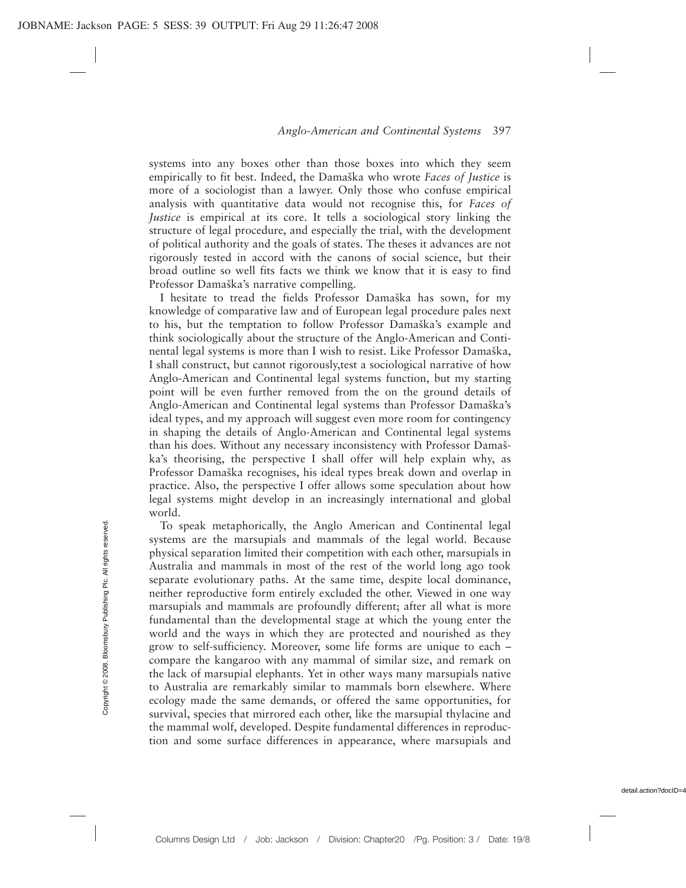systems into any boxes other than those boxes into which they seem empirically to fit best. Indeed, the Damaška who wrote *Faces of Justice* is more of a sociologist than a lawyer. Only those who confuse empirical analysis with quantitative data would not recognise this, for *Faces of Justice* is empirical at its core. It tells a sociological story linking the structure of legal procedure, and especially the trial, with the development of political authority and the goals of states. The theses it advances are not rigorously tested in accord with the canons of social science, but their broad outline so well fits facts we think we know that it is easy to find Professor Damaška's narrative compelling.

I hesitate to tread the fields Professor Damaška has sown, for my knowledge of comparative law and of European legal procedure pales next to his, but the temptation to follow Professor Damaška's example and think sociologically about the structure of the Anglo-American and Continental legal systems is more than I wish to resist. Like Professor Damaška, I shall construct, but cannot rigorously,test a sociological narrative of how Anglo-American and Continental legal systems function, but my starting point will be even further removed from the on the ground details of Anglo-American and Continental legal systems than Professor Damaška's ideal types, and my approach will suggest even more room for contingency in shaping the details of Anglo-American and Continental legal systems than his does. Without any necessary inconsistency with Professor Damaška's theorising, the perspective I shall offer will help explain why, as Professor Damaška recognises, his ideal types break down and overlap in practice. Also, the perspective I offer allows some speculation about how legal systems might develop in an increasingly international and global world.

To speak metaphorically, the Anglo American and Continental legal systems are the marsupials and mammals of the legal world. Because physical separation limited their competition with each other, marsupials in Australia and mammals in most of the rest of the world long ago took separate evolutionary paths. At the same time, despite local dominance, neither reproductive form entirely excluded the other. Viewed in one way marsupials and mammals are profoundly different; after all what is more fundamental than the developmental stage at which the young enter the world and the ways in which they are protected and nourished as they grow to self-sufficiency. Moreover, some life forms are unique to each – compare the kangaroo with any mammal of similar size, and remark on the lack of marsupial elephants. Yet in other ways many marsupials native to Australia are remarkably similar to mammals born elsewhere. Where ecology made the same demands, or offered the same opportunities, for survival, species that mirrored each other, like the marsupial thylacine and the mammal wolf, developed. Despite fundamental differences in reproduction and some surface differences in appearance, where marsupials and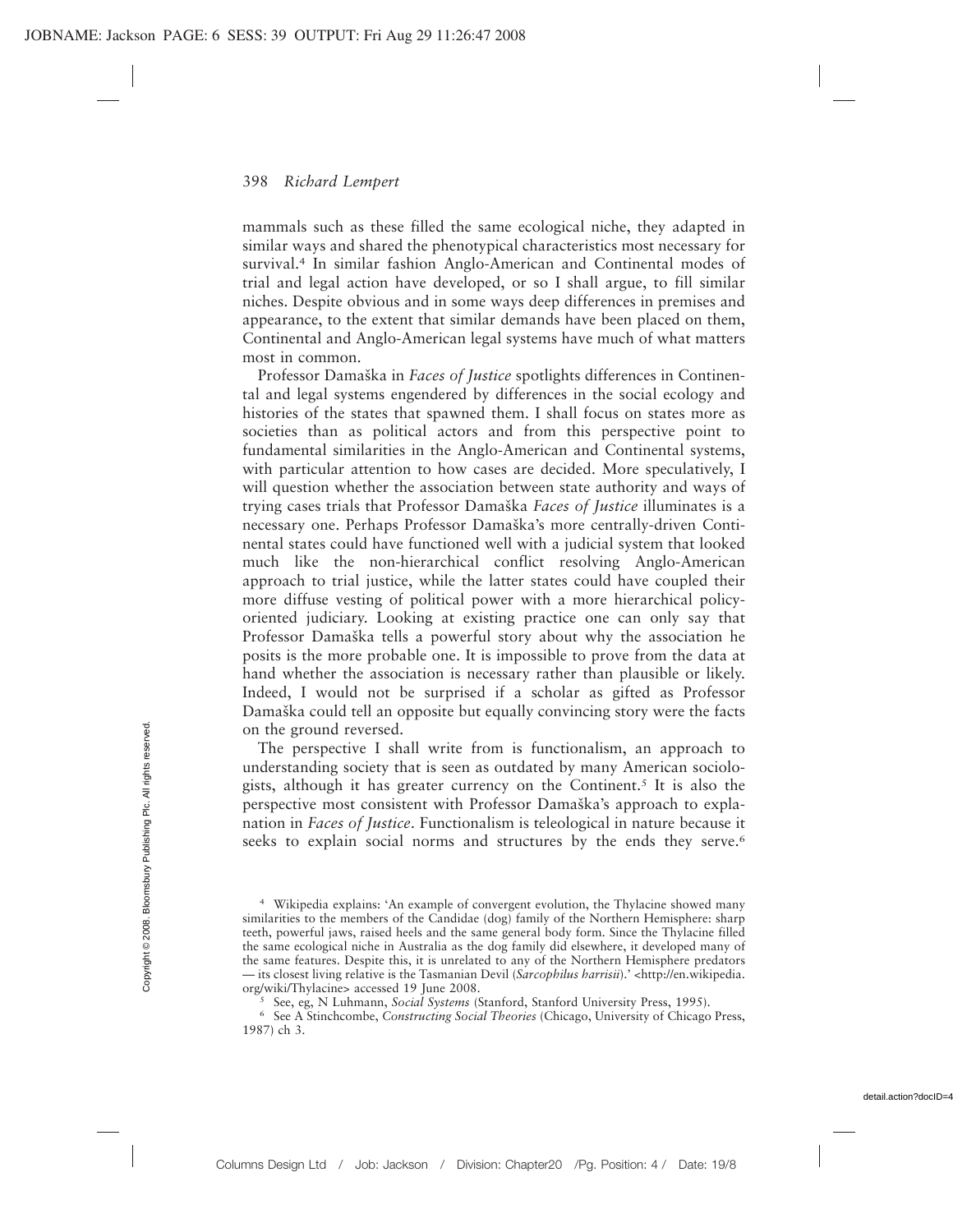mammals such as these filled the same ecological niche, they adapted in similar ways and shared the phenotypical characteristics most necessary for survival.[4] In similar fashion Anglo-American and Continental modes of trial and legal action have developed, or so I shall argue, to fill similar niches. Despite obvious and in some ways deep differences in premises and appearance, to the extent that similar demands have been placed on them, Continental and Anglo-American legal systems have much of what matters most in common.

Professor Damaška in *Faces of Justice* spotlights differences in Continental and legal systems engendered by differences in the social ecology and histories of the states that spawned them. I shall focus on states more as societies than as political actors and from this perspective point to fundamental similarities in the Anglo-American and Continental systems, with particular attention to how cases are decided. More speculatively, I will question whether the association between state authority and ways of trying cases trials that Professor Damaška *Faces of Justice* illuminates is a necessary one. Perhaps Professor Damaška's more centrally-driven Continental states could have functioned well with a judicial system that looked much like the non-hierarchical conflict resolving Anglo-American approach to trial justice, while the latter states could have coupled their more diffuse vesting of political power with a more hierarchical policy-oriented judiciary. Looking at existing practice one can only say that Professor Damaška tells a powerful story about why the association he posits is the more probable one. It is impossible to prove from the data at hand whether the association is necessary rather than plausible or likely. Indeed, I would not be surprised if a scholar as gifted as Professor Damaška could tell an opposite but equally convincing story were the facts on the ground reversed.

The perspective I shall write from is functionalism, an approach to understanding society that is seen as outdated by many American sociologists, although it has greater currency on the Continent.[5] It is also the perspective most consistent with Professor Damaška's approach to explanation in *Faces of Justice*. Functionalism is teleological in nature because it seeks to explain social norms and structures by the ends they serve.[6]

---

[4] Wikipedia explains: 'An example of convergent evolution, the Thylacine showed many similarities to the members of the Candidae (dog) family of the Northern Hemisphere: sharp teeth, powerful jaws, raised heels and the same general body form. Since the Thylacine filled the same ecological niche in Australia as the dog family did elsewhere, it developed many of the same features. Despite this, it is unrelated to any of the Northern Hemisphere predators — its closest living relative is the Tasmanian Devil (*Sarcophilus harrisii*).' <http://en.wikipedia.org/wiki/Thylacine> accessed 19 June 2008.

[5] See, eg, N Luhmann, *Social Systems* (Stanford, Stanford University Press, 1995).

[6] See A Stinchcombe, *Constructing Social Theories* (Chicago, University of Chicago Press, 1987) ch 3.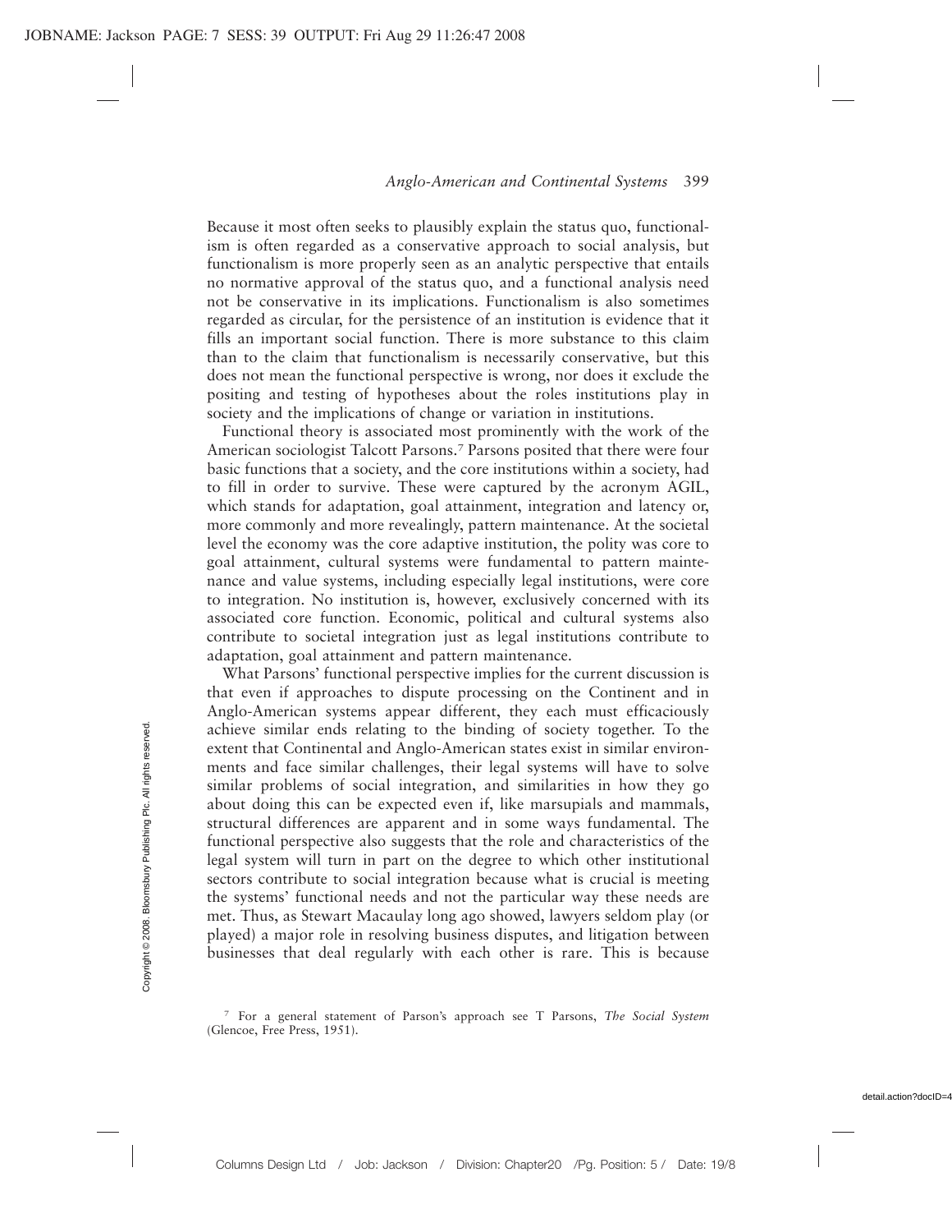Because it most often seeks to plausibly explain the status quo, functionalism is often regarded as a conservative approach to social analysis, but functionalism is more properly seen as an analytic perspective that entails no normative approval of the status quo, and a functional analysis need not be conservative in its implications. Functionalism is also sometimes regarded as circular, for the persistence of an institution is evidence that it fills an important social function. There is more substance to this claim than to the claim that functionalism is necessarily conservative, but this does not mean the functional perspective is wrong, nor does it exclude the positing and testing of hypotheses about the roles institutions play in society and the implications of change or variation in institutions.

Functional theory is associated most prominently with the work of the American sociologist Talcott Parsons.[7] Parsons posited that there were four basic functions that a society, and the core institutions within a society, had to fill in order to survive. These were captured by the acronym AGIL, which stands for adaptation, goal attainment, integration and latency or, more commonly and more revealingly, pattern maintenance. At the societal level the economy was the core adaptive institution, the polity was core to goal attainment, cultural systems were fundamental to pattern maintenance and value systems, including especially legal institutions, were core to integration. No institution is, however, exclusively concerned with its associated core function. Economic, political and cultural systems also contribute to societal integration just as legal institutions contribute to adaptation, goal attainment and pattern maintenance.

What Parsons' functional perspective implies for the current discussion is that even if approaches to dispute processing on the Continent and in Anglo-American systems appear different, they each must efficaciously achieve similar ends relating to the binding of society together. To the extent that Continental and Anglo-American states exist in similar environments and face similar challenges, their legal systems will have to solve similar problems of social integration, and similarities in how they go about doing this can be expected even if, like marsupials and mammals, structural differences are apparent and in some ways fundamental. The functional perspective also suggests that the role and characteristics of the legal system will turn in part on the degree to which other institutional sectors contribute to social integration because what is crucial is meeting the systems' functional needs and not the particular way these needs are met. Thus, as Stewart Macaulay long ago showed, lawyers seldom play (or played) a major role in resolving business disputes, and litigation between businesses that deal regularly with each other is rare. This is because

[7] For a general statement of Parson's approach see T Parsons, *The Social System* (Glencoe, Free Press, 1951).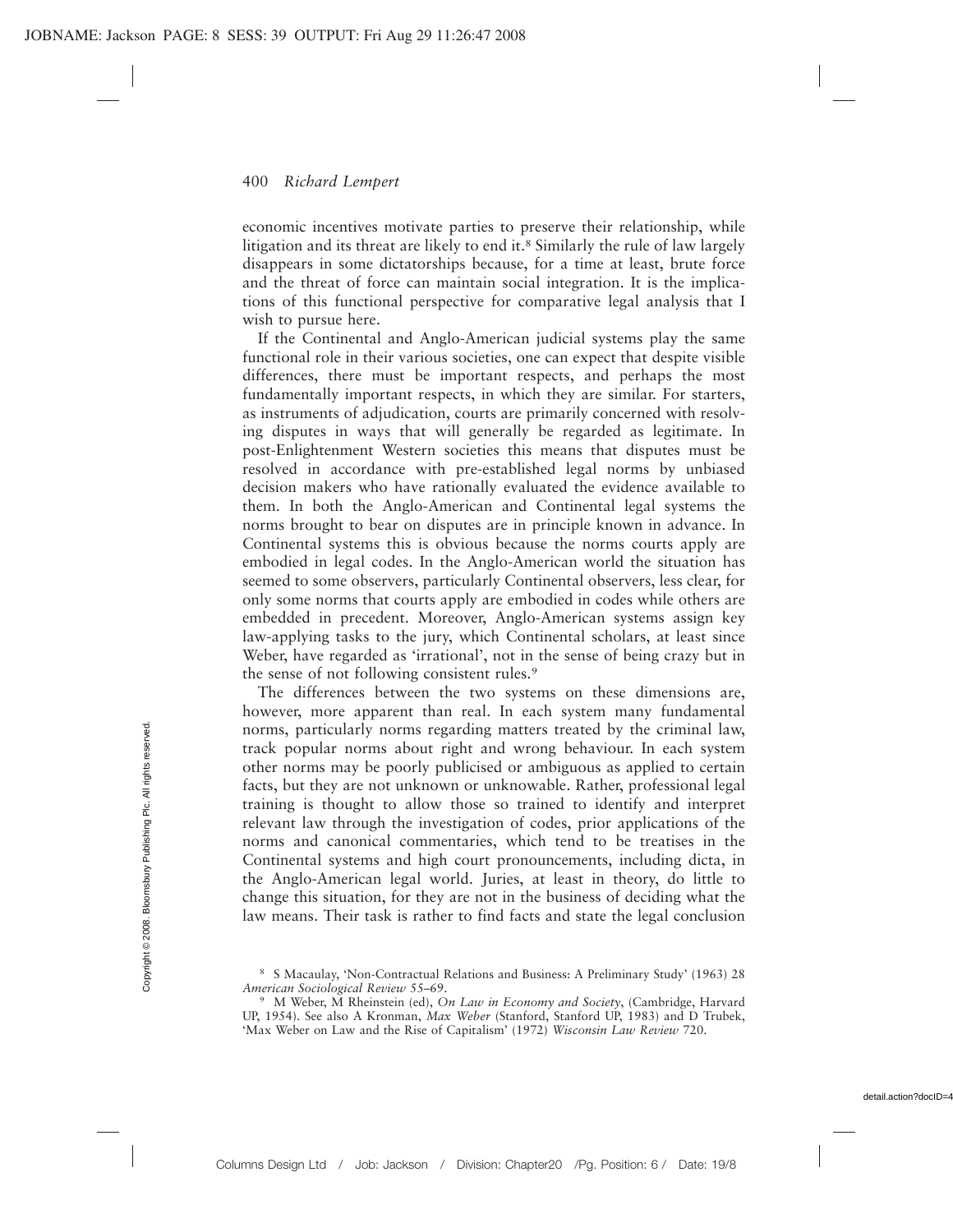economic incentives motivate parties to preserve their relationship, while litigation and its threat are likely to end it.[8] Similarly the rule of law largely disappears in some dictatorships because, for a time at least, brute force and the threat of force can maintain social integration. It is the implications of this functional perspective for comparative legal analysis that I wish to pursue here.

If the Continental and Anglo-American judicial systems play the same functional role in their various societies, one can expect that despite visible differences, there must be important respects, and perhaps the most fundamentally important respects, in which they are similar. For starters, as instruments of adjudication, courts are primarily concerned with resolving disputes in ways that will generally be regarded as legitimate. In post-Enlightenment Western societies this means that disputes must be resolved in accordance with pre-established legal norms by unbiased decision makers who have rationally evaluated the evidence available to them. In both the Anglo-American and Continental legal systems the norms brought to bear on disputes are in principle known in advance. In Continental systems this is obvious because the norms courts apply are embodied in legal codes. In the Anglo-American world the situation has seemed to some observers, particularly Continental observers, less clear, for only some norms that courts apply are embodied in codes while others are embedded in precedent. Moreover, Anglo-American systems assign key law-applying tasks to the jury, which Continental scholars, at least since Weber, have regarded as 'irrational', not in the sense of being crazy but in the sense of not following consistent rules.[9]

The differences between the two systems on these dimensions are, however, more apparent than real. In each system many fundamental norms, particularly norms regarding matters treated by the criminal law, track popular norms about right and wrong behaviour. In each system other norms may be poorly publicised or ambiguous as applied to certain facts, but they are not unknown or unknowable. Rather, professional legal training is thought to allow those so trained to identify and interpret relevant law through the investigation of codes, prior applications of the norms and canonical commentaries, which tend to be treatises in the Continental systems and high court pronouncements, including dicta, in the Anglo-American legal world. Juries, at least in theory, do little to change this situation, for they are not in the business of deciding what the law means. Their task is rather to find facts and state the legal conclusion

---

[8] S Macaulay, 'Non-Contractual Relations and Business: A Preliminary Study' (1963) 28 *American Sociological Review* 55–69.

[9] M Weber, M Rheinstein (ed), *On Law in Economy and Society*, (Cambridge, Harvard UP, 1954). See also A Kronman, *Max Weber* (Stanford, Stanford UP, 1983) and D Trubek, 'Max Weber on Law and the Rise of Capitalism' (1972) *Wisconsin Law Review* 720.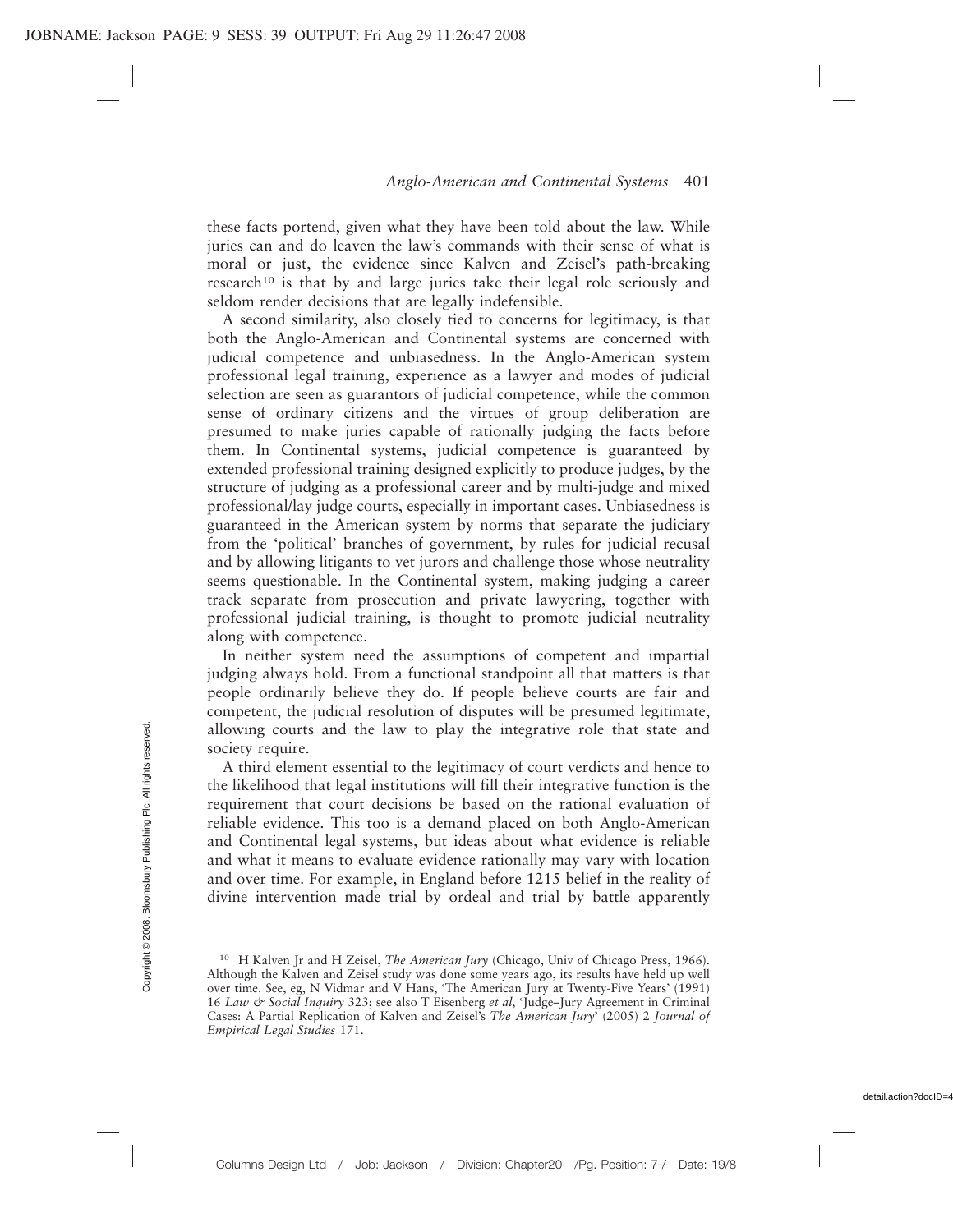these facts portend, given what they have been told about the law. While juries can and do leaven the law's commands with their sense of what is moral or just, the evidence since Kalven and Zeisel's path-breaking research[10] is that by and large juries take their legal role seriously and seldom render decisions that are legally indefensible.

A second similarity, also closely tied to concerns for legitimacy, is that both the Anglo-American and Continental systems are concerned with judicial competence and unbiasedness. In the Anglo-American system professional legal training, experience as a lawyer and modes of judicial selection are seen as guarantors of judicial competence, while the common sense of ordinary citizens and the virtues of group deliberation are presumed to make juries capable of rationally judging the facts before them. In Continental systems, judicial competence is guaranteed by extended professional training designed explicitly to produce judges, by the structure of judging as a professional career and by multi-judge and mixed professional/lay judge courts, especially in important cases. Unbiasedness is guaranteed in the American system by norms that separate the judiciary from the 'political' branches of government, by rules for judicial recusal and by allowing litigants to vet jurors and challenge those whose neutrality seems questionable. In the Continental system, making judging a career track separate from prosecution and private lawyering, together with professional judicial training, is thought to promote judicial neutrality along with competence.

In neither system need the assumptions of competent and impartial judging always hold. From a functional standpoint all that matters is that people ordinarily believe they do. If people believe courts are fair and competent, the judicial resolution of disputes will be presumed legitimate, allowing courts and the law to play the integrative role that state and society require.

A third element essential to the legitimacy of court verdicts and hence to the likelihood that legal institutions will fill their integrative function is the requirement that court decisions be based on the rational evaluation of reliable evidence. This too is a demand placed on both Anglo-American and Continental legal systems, but ideas about what evidence is reliable and what it means to evaluate evidence rationally may vary with location and over time. For example, in England before 1215 belief in the reality of divine intervention made trial by ordeal and trial by battle apparently

[10] H Kalven Jr and H Zeisel, *The American Jury* (Chicago, Univ of Chicago Press, 1966). Although the Kalven and Zeisel study was done some years ago, its results have held up well over time. See, eg, N Vidmar and V Hans, 'The American Jury at Twenty-Five Years' (1991) 16 *Law & Social Inquiry* 323; see also T Eisenberg *et al*, 'Judge–Jury Agreement in Criminal Cases: A Partial Replication of Kalven and Zeisel's *The American Jury*' (2005) 2 *Journal of Empirical Legal Studies* 171.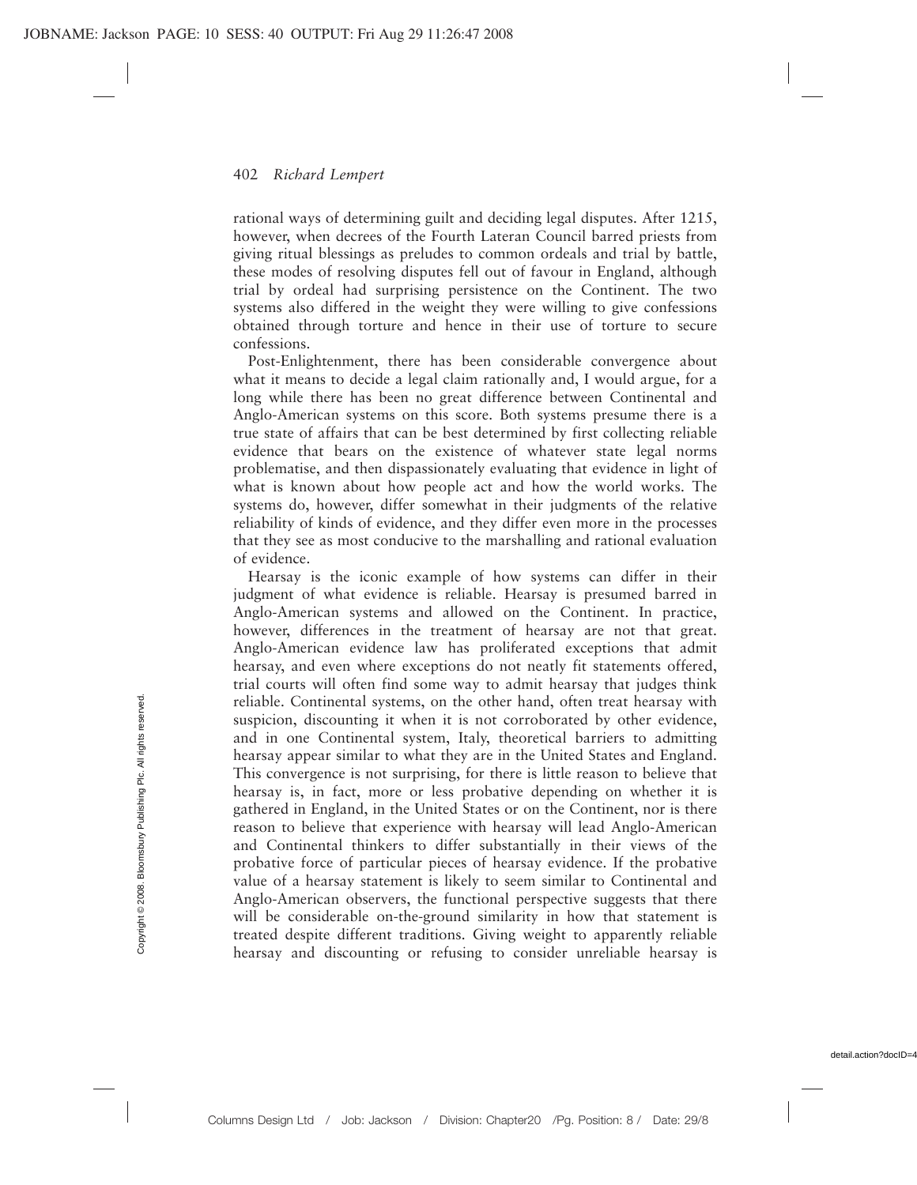rational ways of determining guilt and deciding legal disputes. After 1215, however, when decrees of the Fourth Lateran Council barred priests from giving ritual blessings as preludes to common ordeals and trial by battle, these modes of resolving disputes fell out of favour in England, although trial by ordeal had surprising persistence on the Continent. The two systems also differed in the weight they were willing to give confessions obtained through torture and hence in their use of torture to secure confessions.

Post-Enlightenment, there has been considerable convergence about what it means to decide a legal claim rationally and, I would argue, for a long while there has been no great difference between Continental and Anglo-American systems on this score. Both systems presume there is a true state of affairs that can be best determined by first collecting reliable evidence that bears on the existence of whatever state legal norms problematise, and then dispassionately evaluating that evidence in light of what is known about how people act and how the world works. The systems do, however, differ somewhat in their judgments of the relative reliability of kinds of evidence, and they differ even more in the processes that they see as most conducive to the marshalling and rational evaluation of evidence.

Hearsay is the iconic example of how systems can differ in their judgment of what evidence is reliable. Hearsay is presumed barred in Anglo-American systems and allowed on the Continent. In practice, however, differences in the treatment of hearsay are not that great. Anglo-American evidence law has proliferated exceptions that admit hearsay, and even where exceptions do not neatly fit statements offered, trial courts will often find some way to admit hearsay that judges think reliable. Continental systems, on the other hand, often treat hearsay with suspicion, discounting it when it is not corroborated by other evidence, and in one Continental system, Italy, theoretical barriers to admitting hearsay appear similar to what they are in the United States and England. This convergence is not surprising, for there is little reason to believe that hearsay is, in fact, more or less probative depending on whether it is gathered in England, in the United States or on the Continent, nor is there reason to believe that experience with hearsay will lead Anglo-American and Continental thinkers to differ substantially in their views of the probative force of particular pieces of hearsay evidence. If the probative value of a hearsay statement is likely to seem similar to Continental and Anglo-American observers, the functional perspective suggests that there will be considerable on-the-ground similarity in how that statement is treated despite different traditions. Giving weight to apparently reliable hearsay and discounting or refusing to consider unreliable hearsay is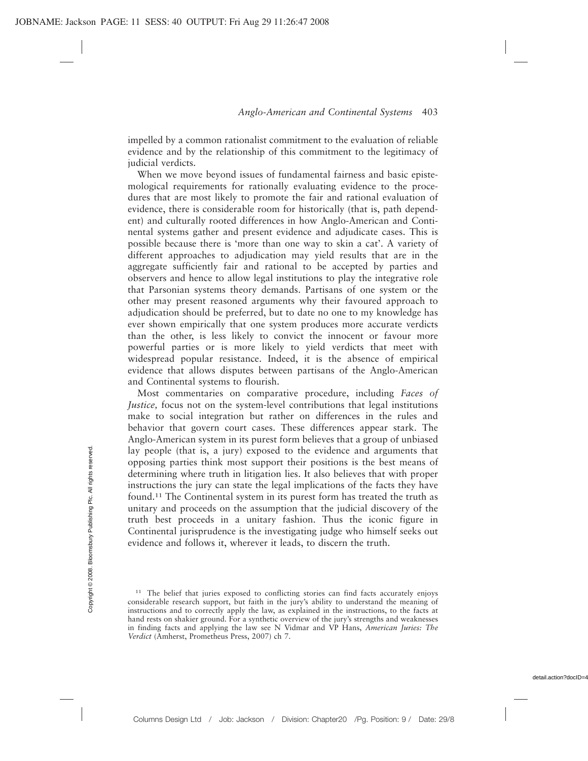impelled by a common rationalist commitment to the evaluation of reliable evidence and by the relationship of this commitment to the legitimacy of judicial verdicts.

When we move beyond issues of fundamental fairness and basic epistemological requirements for rationally evaluating evidence to the procedures that are most likely to promote the fair and rational evaluation of evidence, there is considerable room for historically (that is, path dependent) and culturally rooted differences in how Anglo-American and Continental systems gather and present evidence and adjudicate cases. This is possible because there is 'more than one way to skin a cat'. A variety of different approaches to adjudication may yield results that are in the aggregate sufficiently fair and rational to be accepted by parties and observers and hence to allow legal institutions to play the integrative role that Parsonian systems theory demands. Partisans of one system or the other may present reasoned arguments why their favoured approach to adjudication should be preferred, but to date no one to my knowledge has ever shown empirically that one system produces more accurate verdicts than the other, is less likely to convict the innocent or favour more powerful parties or is more likely to yield verdicts that meet with widespread popular resistance. Indeed, it is the absence of empirical evidence that allows disputes between partisans of the Anglo-American and Continental systems to flourish.

Most commentaries on comparative procedure, including *Faces of Justice,* focus not on the system-level contributions that legal institutions make to social integration but rather on differences in the rules and behavior that govern court cases. These differences appear stark. The Anglo-American system in its purest form believes that a group of unbiased lay people (that is, a jury) exposed to the evidence and arguments that opposing parties think most support their positions is the best means of determining where truth in litigation lies. It also believes that with proper instructions the jury can state the legal implications of the facts they have found.[11] The Continental system in its purest form has treated the truth as unitary and proceeds on the assumption that the judicial discovery of the truth best proceeds in a unitary fashion. Thus the iconic figure in Continental jurisprudence is the investigating judge who himself seeks out evidence and follows it, wherever it leads, to discern the truth.

[11] The belief that juries exposed to conflicting stories can find facts accurately enjoys considerable research support, but faith in the jury's ability to understand the meaning of instructions and to correctly apply the law, as explained in the instructions, to the facts at hand rests on shakier ground. For a synthetic overview of the jury's strengths and weaknesses in finding facts and applying the law see N Vidmar and VP Hans, *American Juries: The Verdict* (Amherst, Prometheus Press, 2007) ch 7.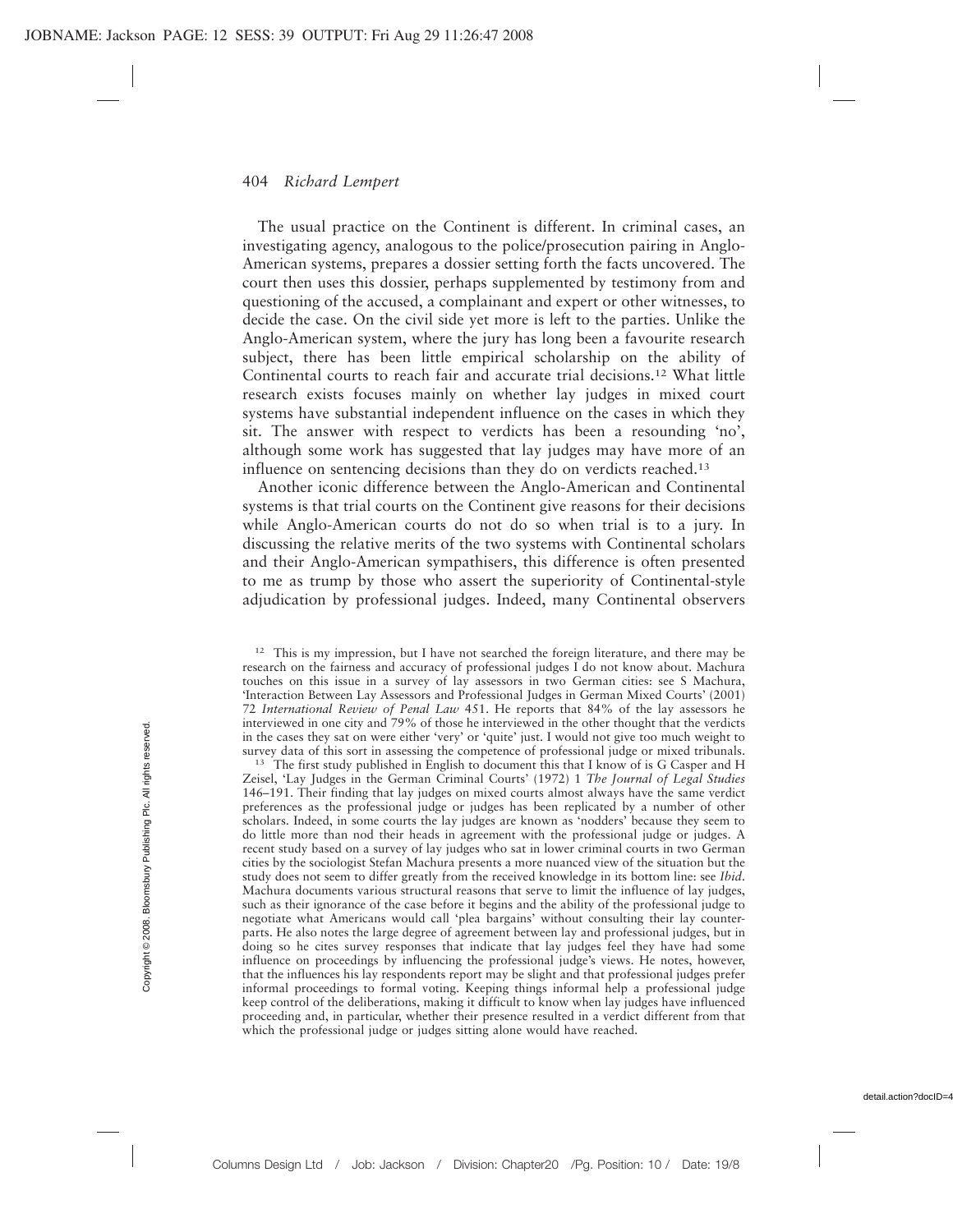The usual practice on the Continent is different. In criminal cases, an investigating agency, analogous to the police/prosecution pairing in Anglo-American systems, prepares a dossier setting forth the facts uncovered. The court then uses this dossier, perhaps supplemented by testimony from and questioning of the accused, a complainant and expert or other witnesses, to decide the case. On the civil side yet more is left to the parties. Unlike the Anglo-American system, where the jury has long been a favourite research subject, there has been little empirical scholarship on the ability of Continental courts to reach fair and accurate trial decisions.[12] What little research exists focuses mainly on whether lay judges in mixed court systems have substantial independent influence on the cases in which they sit. The answer with respect to verdicts has been a resounding 'no', although some work has suggested that lay judges may have more of an influence on sentencing decisions than they do on verdicts reached.[13]

Another iconic difference between the Anglo-American and Continental systems is that trial courts on the Continent give reasons for their decisions while Anglo-American courts do not do so when trial is to a jury. In discussing the relative merits of the two systems with Continental scholars and their Anglo-American sympathisers, this difference is often presented to me as trump by those who assert the superiority of Continental-style adjudication by professional judges. Indeed, many Continental observers

[12] This is my impression, but I have not searched the foreign literature, and there may be research on the fairness and accuracy of professional judges I do not know about. Machura touches on this issue in a survey of lay assessors in two German cities: see S Machura, 'Interaction Between Lay Assessors and Professional Judges in German Mixed Courts' (2001) 72 *International Review of Penal Law* 451. He reports that 84% of the lay assessors he interviewed in one city and 79% of those he interviewed in the other thought that the verdicts in the cases they sat on were either 'very' or 'quite' just. I would not give too much weight to survey data of this sort in assessing the competence of professional judge or mixed tribunals.

[13] The first study published in English to document this that I know of is G Casper and H Zeisel, 'Lay Judges in the German Criminal Courts' (1972) 1 *The Journal of Legal Studies* 146–191. Their finding that lay judges on mixed courts almost always have the same verdict preferences as the professional judge or judges has been replicated by a number of other scholars. Indeed, in some courts the lay judges are known as 'nodders' because they seem to do little more than nod their heads in agreement with the professional judge or judges. A recent study based on a survey of lay judges who sat in lower criminal courts in two German cities by the sociologist Stefan Machura presents a more nuanced view of the situation but the study does not seem to differ greatly from the received knowledge in its bottom line: see *Ibid*. Machura documents various structural reasons that serve to limit the influence of lay judges, such as their ignorance of the case before it begins and the ability of the professional judge to negotiate what Americans would call 'plea bargains' without consulting their lay counterparts. He also notes the large degree of agreement between lay and professional judges, but in doing so he cites survey responses that indicate that lay judges feel they have had some influence on proceedings by influencing the professional judge's views. He notes, however, that the influences his lay respondents report may be slight and that professional judges prefer informal proceedings to formal voting. Keeping things informal help a professional judge keep control of the deliberations, making it difficult to know when lay judges have influenced proceeding and, in particular, whether their presence resulted in a verdict different from that which the professional judge or judges sitting alone would have reached.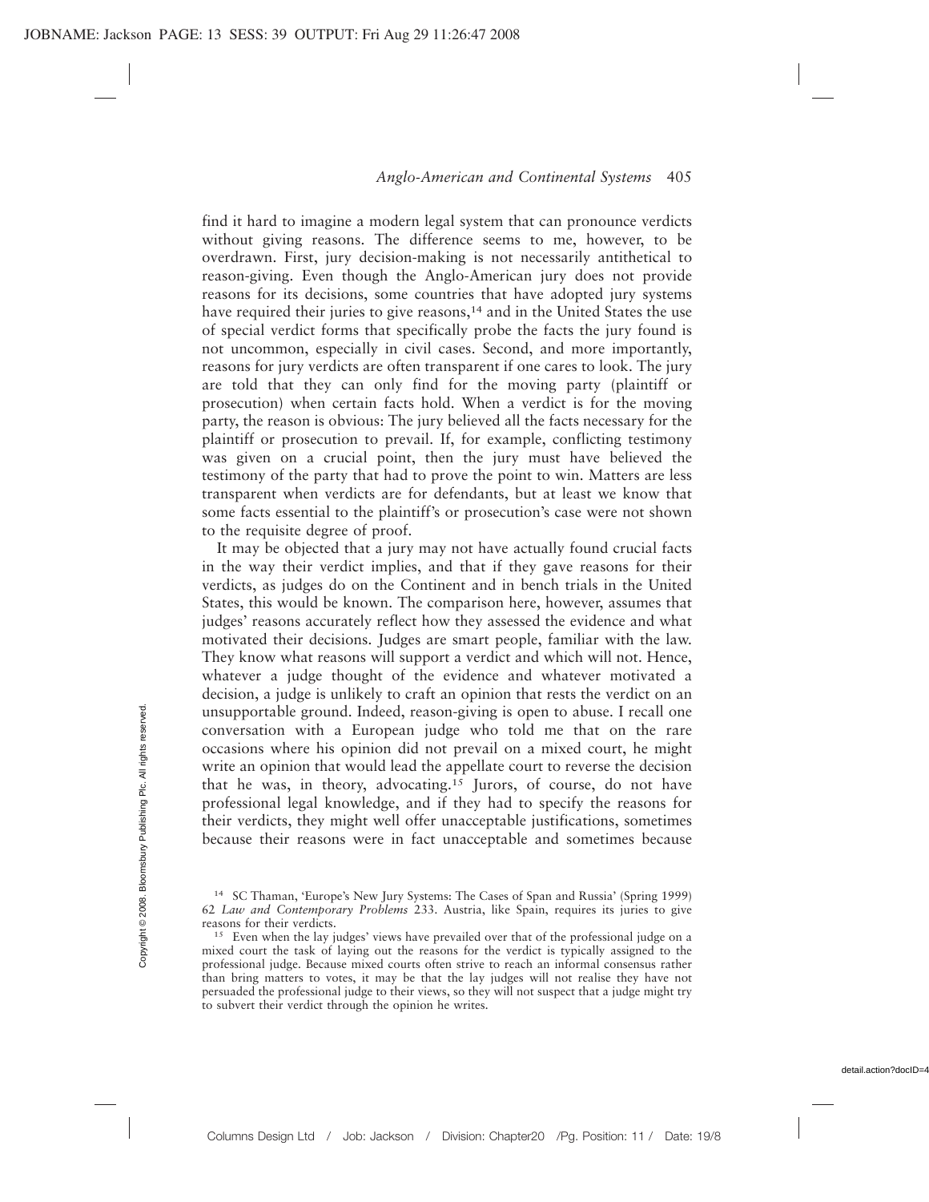find it hard to imagine a modern legal system that can pronounce verdicts without giving reasons. The difference seems to me, however, to be overdrawn. First, jury decision-making is not necessarily antithetical to reason-giving. Even though the Anglo-American jury does not provide reasons for its decisions, some countries that have adopted jury systems have required their juries to give reasons,[14] and in the United States the use of special verdict forms that specifically probe the facts the jury found is not uncommon, especially in civil cases. Second, and more importantly, reasons for jury verdicts are often transparent if one cares to look. The jury are told that they can only find for the moving party (plaintiff or prosecution) when certain facts hold. When a verdict is for the moving party, the reason is obvious: The jury believed all the facts necessary for the plaintiff or prosecution to prevail. If, for example, conflicting testimony was given on a crucial point, then the jury must have believed the testimony of the party that had to prove the point to win. Matters are less transparent when verdicts are for defendants, but at least we know that some facts essential to the plaintiff's or prosecution's case were not shown to the requisite degree of proof.

It may be objected that a jury may not have actually found crucial facts in the way their verdict implies, and that if they gave reasons for their verdicts, as judges do on the Continent and in bench trials in the United States, this would be known. The comparison here, however, assumes that judges' reasons accurately reflect how they assessed the evidence and what motivated their decisions. Judges are smart people, familiar with the law. They know what reasons will support a verdict and which will not. Hence, whatever a judge thought of the evidence and whatever motivated a decision, a judge is unlikely to craft an opinion that rests the verdict on an unsupportable ground. Indeed, reason-giving is open to abuse. I recall one conversation with a European judge who told me that on the rare occasions where his opinion did not prevail on a mixed court, he might write an opinion that would lead the appellate court to reverse the decision that he was, in theory, advocating.[15] Jurors, of course, do not have professional legal knowledge, and if they had to specify the reasons for their verdicts, they might well offer unacceptable justifications, sometimes because their reasons were in fact unacceptable and sometimes because

---

[14] SC Thaman, 'Europe's New Jury Systems: The Cases of Span and Russia' (Spring 1999) 62 *Law and Contemporary Problems* 233. Austria, like Spain, requires its juries to give reasons for their verdicts.

[15] Even when the lay judges' views have prevailed over that of the professional judge on a mixed court the task of laying out the reasons for the verdict is typically assigned to the professional judge. Because mixed courts often strive to reach an informal consensus rather than bring matters to votes, it may be that the lay judges will not realise they have not persuaded the professional judge to their views, so they will not suspect that a judge might try to subvert their verdict through the opinion he writes.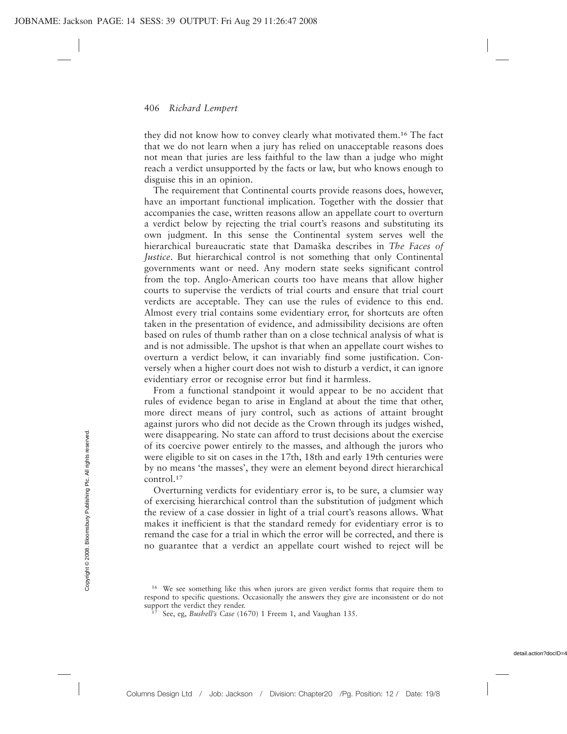they did not know how to convey clearly what motivated them.[16] The fact that we do not learn when a jury has relied on unacceptable reasons does not mean that juries are less faithful to the law than a judge who might reach a verdict unsupported by the facts or law, but who knows enough to disguise this in an opinion.

The requirement that Continental courts provide reasons does, however, have an important functional implication. Together with the dossier that accompanies the case, written reasons allow an appellate court to overturn a verdict below by rejecting the trial court's reasons and substituting its own judgment. In this sense the Continental system serves well the hierarchical bureaucratic state that Damaška describes in *The Faces of Justice*. But hierarchical control is not something that only Continental governments want or need. Any modern state seeks significant control from the top. Anglo-American courts too have means that allow higher courts to supervise the verdicts of trial courts and ensure that trial court verdicts are acceptable. They can use the rules of evidence to this end. Almost every trial contains some evidentiary error, for shortcuts are often taken in the presentation of evidence, and admissibility decisions are often based on rules of thumb rather than on a close technical analysis of what is and is not admissible. The upshot is that when an appellate court wishes to overturn a verdict below, it can invariably find some justification. Conversely when a higher court does not wish to disturb a verdict, it can ignore evidentiary error or recognise error but find it harmless.

From a functional standpoint it would appear to be no accident that rules of evidence began to arise in England at about the time that other, more direct means of jury control, such as actions of attaint brought against jurors who did not decide as the Crown through its judges wished, were disappearing. No state can afford to trust decisions about the exercise of its coercive power entirely to the masses, and although the jurors who were eligible to sit on cases in the 17th, 18th and early 19th centuries were by no means 'the masses', they were an element beyond direct hierarchical control.[17]

Overturning verdicts for evidentiary error is, to be sure, a clumsier way of exercising hierarchical control than the substitution of judgment which the review of a case dossier in light of a trial court's reasons allows. What makes it inefficient is that the standard remedy for evidentiary error is to remand the case for a trial in which the error will be corrected, and there is no guarantee that a verdict an appellate court wished to reject will be

[16] We see something like this when jurors are given verdict forms that require them to respond to specific questions. Occasionally the answers they give are inconsistent or do not support the verdict they render.

[17] See, eg, *Bushell's Case* (1670) 1 Freem 1, and Vaughan 135.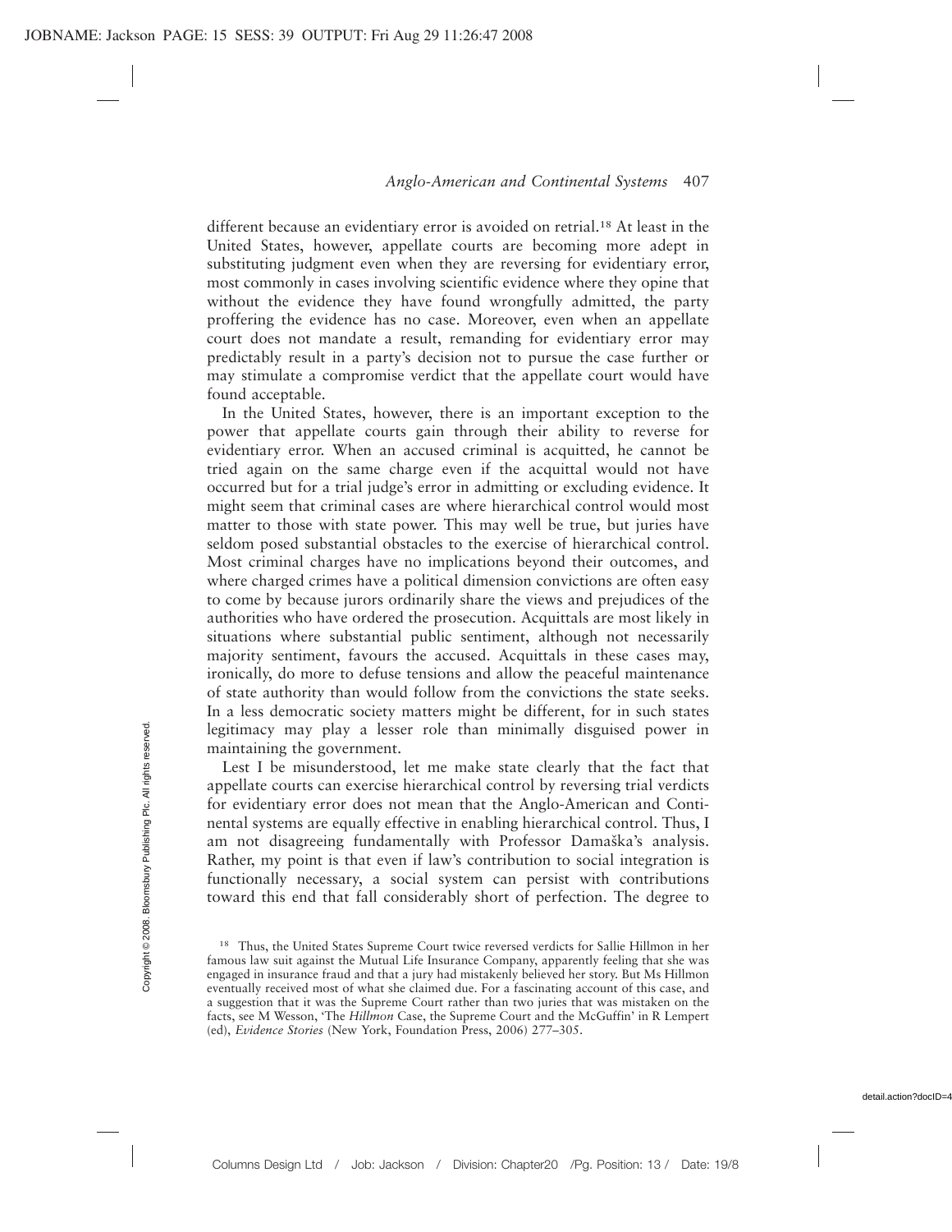different because an evidentiary error is avoided on retrial.[18] At least in the United States, however, appellate courts are becoming more adept in substituting judgment even when they are reversing for evidentiary error, most commonly in cases involving scientific evidence where they opine that without the evidence they have found wrongfully admitted, the party proffering the evidence has no case. Moreover, even when an appellate court does not mandate a result, remanding for evidentiary error may predictably result in a party's decision not to pursue the case further or may stimulate a compromise verdict that the appellate court would have found acceptable.

In the United States, however, there is an important exception to the power that appellate courts gain through their ability to reverse for evidentiary error. When an accused criminal is acquitted, he cannot be tried again on the same charge even if the acquittal would not have occurred but for a trial judge's error in admitting or excluding evidence. It might seem that criminal cases are where hierarchical control would most matter to those with state power. This may well be true, but juries have seldom posed substantial obstacles to the exercise of hierarchical control. Most criminal charges have no implications beyond their outcomes, and where charged crimes have a political dimension convictions are often easy to come by because jurors ordinarily share the views and prejudices of the authorities who have ordered the prosecution. Acquittals are most likely in situations where substantial public sentiment, although not necessarily majority sentiment, favours the accused. Acquittals in these cases may, ironically, do more to defuse tensions and allow the peaceful maintenance of state authority than would follow from the convictions the state seeks. In a less democratic society matters might be different, for in such states legitimacy may play a lesser role than minimally disguised power in maintaining the government.

Lest I be misunderstood, let me make state clearly that the fact that appellate courts can exercise hierarchical control by reversing trial verdicts for evidentiary error does not mean that the Anglo-American and Continental systems are equally effective in enabling hierarchical control. Thus, I am not disagreeing fundamentally with Professor Damaška's analysis. Rather, my point is that even if law's contribution to social integration is functionally necessary, a social system can persist with contributions toward this end that fall considerably short of perfection. The degree to

[18] Thus, the United States Supreme Court twice reversed verdicts for Sallie Hillmon in her famous law suit against the Mutual Life Insurance Company, apparently feeling that she was engaged in insurance fraud and that a jury had mistakenly believed her story. But Ms Hillmon eventually received most of what she claimed due. For a fascinating account of this case, and a suggestion that it was the Supreme Court rather than two juries that was mistaken on the facts, see M Wesson, 'The *Hillmon* Case, the Supreme Court and the McGuffin' in R Lempert (ed), *Evidence Stories* (New York, Foundation Press, 2006) 277–305.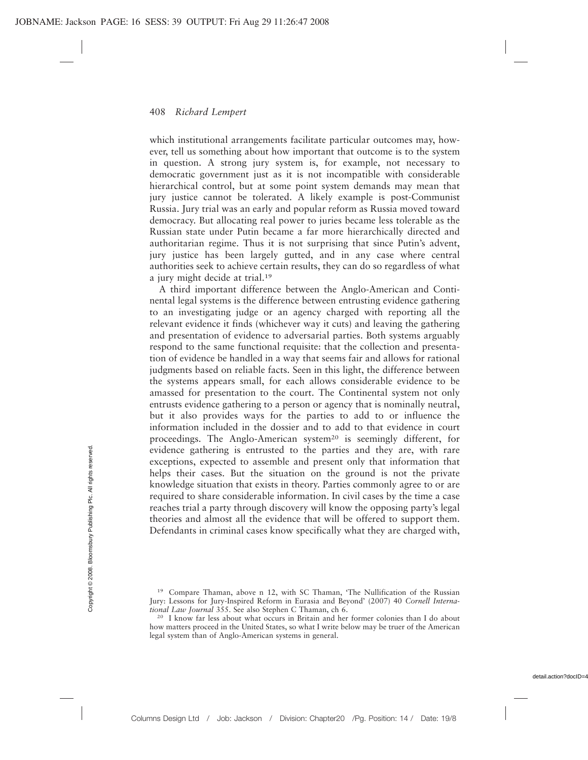which institutional arrangements facilitate particular outcomes may, however, tell us something about how important that outcome is to the system in question. A strong jury system is, for example, not necessary to democratic government just as it is not incompatible with considerable hierarchical control, but at some point system demands may mean that jury justice cannot be tolerated. A likely example is post-Communist Russia. Jury trial was an early and popular reform as Russia moved toward democracy. But allocating real power to juries became less tolerable as the Russian state under Putin became a far more hierarchically directed and authoritarian regime. Thus it is not surprising that since Putin's advent, jury justice has been largely gutted, and in any case where central authorities seek to achieve certain results, they can do so regardless of what a jury might decide at trial.[19]

A third important difference between the Anglo-American and Continental legal systems is the difference between entrusting evidence gathering to an investigating judge or an agency charged with reporting all the relevant evidence it finds (whichever way it cuts) and leaving the gathering and presentation of evidence to adversarial parties. Both systems arguably respond to the same functional requisite: that the collection and presentation of evidence be handled in a way that seems fair and allows for rational judgments based on reliable facts. Seen in this light, the difference between the systems appears small, for each allows considerable evidence to be amassed for presentation to the court. The Continental system not only entrusts evidence gathering to a person or agency that is nominally neutral, but it also provides ways for the parties to add to or influence the information included in the dossier and to add to that evidence in court proceedings. The Anglo-American system[20] is seemingly different, for evidence gathering is entrusted to the parties and they are, with rare exceptions, expected to assemble and present only that information that helps their cases. But the situation on the ground is not the private knowledge situation that exists in theory. Parties commonly agree to or are required to share considerable information. In civil cases by the time a case reaches trial a party through discovery will know the opposing party's legal theories and almost all the evidence that will be offered to support them. Defendants in criminal cases know specifically what they are charged with,

[19] Compare Thaman, above n 12, with SC Thaman, 'The Nullification of the Russian Jury: Lessons for Jury-Inspired Reform in Eurasia and Beyond' (2007) 40 *Cornell International Law Journal* 355. See also Stephen C Thaman, ch 6.

[20] I know far less about what occurs in Britain and her former colonies than I do about how matters proceed in the United States, so what I write below may be truer of the American legal system than of Anglo-American systems in general.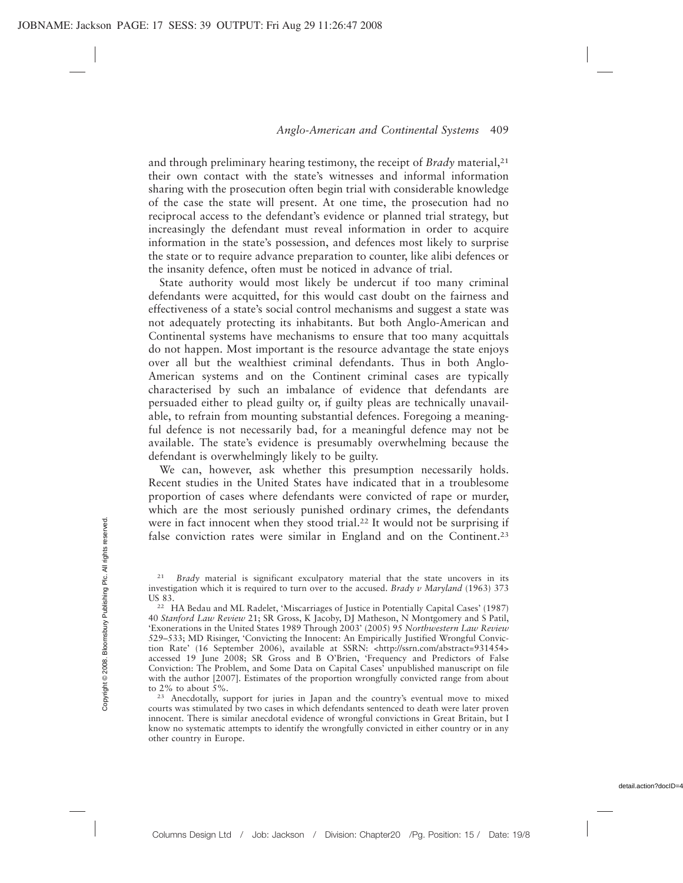and through preliminary hearing testimony, the receipt of *Brady* material,[21] their own contact with the state's witnesses and informal information sharing with the prosecution often begin trial with considerable knowledge of the case the state will present. At one time, the prosecution had no reciprocal access to the defendant's evidence or planned trial strategy, but increasingly the defendant must reveal information in order to acquire information in the state's possession, and defences most likely to surprise the state or to require advance preparation to counter, like alibi defences or the insanity defence, often must be noticed in advance of trial.

State authority would most likely be undercut if too many criminal defendants were acquitted, for this would cast doubt on the fairness and effectiveness of a state's social control mechanisms and suggest a state was not adequately protecting its inhabitants. But both Anglo-American and Continental systems have mechanisms to ensure that too many acquittals do not happen. Most important is the resource advantage the state enjoys over all but the wealthiest criminal defendants. Thus in both Anglo-American systems and on the Continent criminal cases are typically characterised by such an imbalance of evidence that defendants are persuaded either to plead guilty or, if guilty pleas are technically unavailable, to refrain from mounting substantial defences. Foregoing a meaningful defence is not necessarily bad, for a meaningful defence may not be available. The state's evidence is presumably overwhelming because the defendant is overwhelmingly likely to be guilty.

We can, however, ask whether this presumption necessarily holds. Recent studies in the United States have indicated that in a troublesome proportion of cases where defendants were convicted of rape or murder, which are the most seriously punished ordinary crimes, the defendants were in fact innocent when they stood trial.[22] It would not be surprising if false conviction rates were similar in England and on the Continent.[23]

---

[21] *Brady* material is significant exculpatory material that the state uncovers in its investigation which it is required to turn over to the accused. *Brady v Maryland* (1963) 373 US 83.

[22] HA Bedau and ML Radelet, 'Miscarriages of Justice in Potentially Capital Cases' (1987) 40 *Stanford Law Review* 21; SR Gross, K Jacoby, DJ Matheson, N Montgomery and S Patil, 'Exonerations in the United States 1989 Through 2003' (2005) 95 *Northwestern Law Review* 529–533; MD Risinger, 'Convicting the Innocent: An Empirically Justified Wrongful Conviction Rate' (16 September 2006), available at SSRN: <http://ssrn.com/abstract=931454> accessed 19 June 2008; SR Gross and B O'Brien, 'Frequency and Predictors of False Conviction: The Problem, and Some Data on Capital Cases' unpublished manuscript on file with the author [2007]. Estimates of the proportion wrongfully convicted range from about to 2% to about 5%.

[23] Anecdotally, support for juries in Japan and the country's eventual move to mixed courts was stimulated by two cases in which defendants sentenced to death were later proven innocent. There is similar anecdotal evidence of wrongful convictions in Great Britain, but I know no systematic attempts to identify the wrongfully convicted in either country or in any other country in Europe.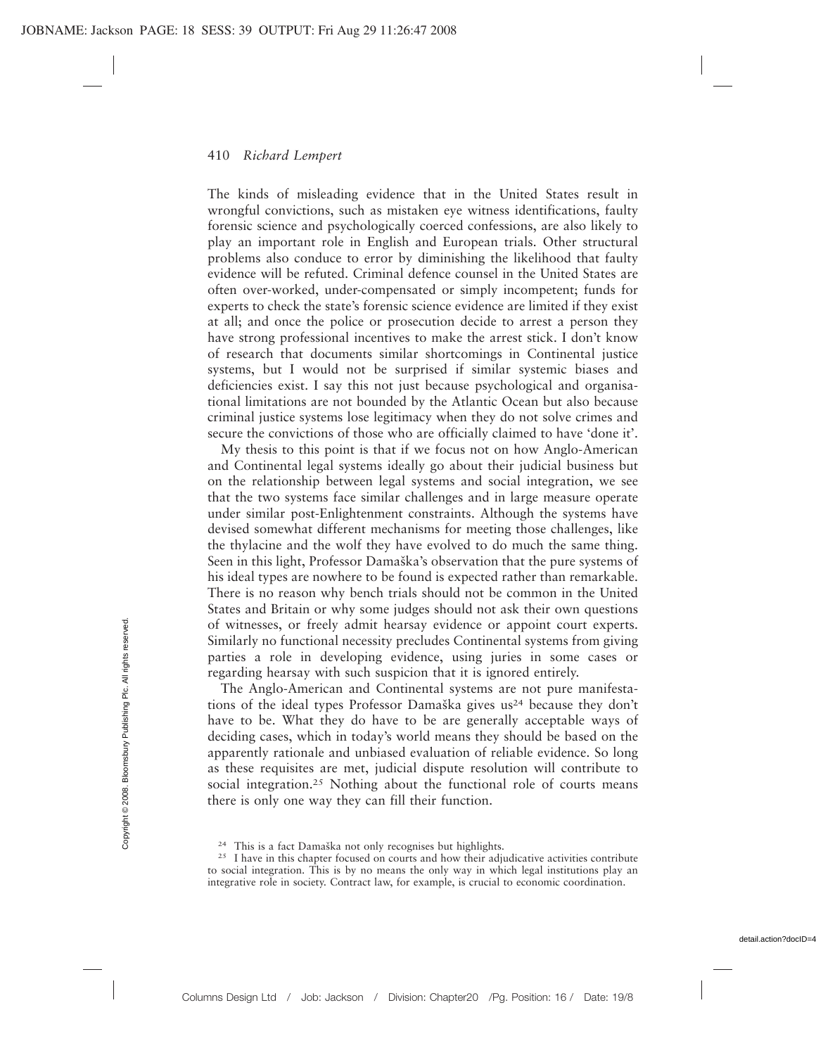The kinds of misleading evidence that in the United States result in wrongful convictions, such as mistaken eye witness identifications, faulty forensic science and psychologically coerced confessions, are also likely to play an important role in English and European trials. Other structural problems also conduce to error by diminishing the likelihood that faulty evidence will be refuted. Criminal defence counsel in the United States are often over-worked, under-compensated or simply incompetent; funds for experts to check the state's forensic science evidence are limited if they exist at all; and once the police or prosecution decide to arrest a person they have strong professional incentives to make the arrest stick. I don't know of research that documents similar shortcomings in Continental justice systems, but I would not be surprised if similar systemic biases and deficiencies exist. I say this not just because psychological and organisational limitations are not bounded by the Atlantic Ocean but also because criminal justice systems lose legitimacy when they do not solve crimes and secure the convictions of those who are officially claimed to have 'done it'.

My thesis to this point is that if we focus not on how Anglo-American and Continental legal systems ideally go about their judicial business but on the relationship between legal systems and social integration, we see that the two systems face similar challenges and in large measure operate under similar post-Enlightenment constraints. Although the systems have devised somewhat different mechanisms for meeting those challenges, like the thylacine and the wolf they have evolved to do much the same thing. Seen in this light, Professor Damaška's observation that the pure systems of his ideal types are nowhere to be found is expected rather than remarkable. There is no reason why bench trials should not be common in the United States and Britain or why some judges should not ask their own questions of witnesses, or freely admit hearsay evidence or appoint court experts. Similarly no functional necessity precludes Continental systems from giving parties a role in developing evidence, using juries in some cases or regarding hearsay with such suspicion that it is ignored entirely.

The Anglo-American and Continental systems are not pure manifestations of the ideal types Professor Damaška gives us[24] because they don't have to be. What they do have to be are generally acceptable ways of deciding cases, which in today's world means they should be based on the apparently rationale and unbiased evaluation of reliable evidence. So long as these requisites are met, judicial dispute resolution will contribute to social integration.[25] Nothing about the functional role of courts means there is only one way they can fill their function.

[24] This is a fact Damaška not only recognises but highlights.

[25] I have in this chapter focused on courts and how their adjudicative activities contribute to social integration. This is by no means the only way in which legal institutions play an integrative role in society. Contract law, for example, is crucial to economic coordination.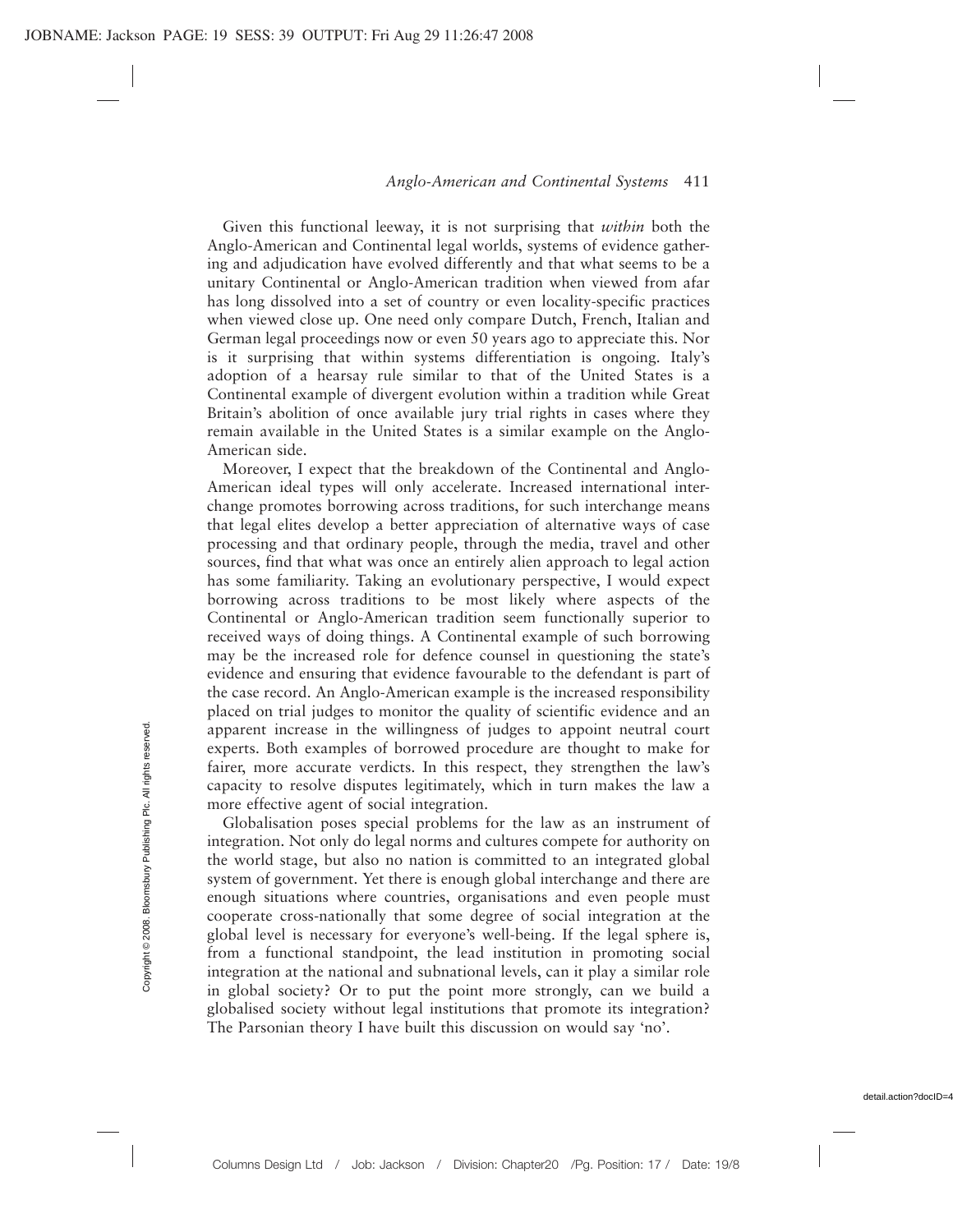Given this functional leeway, it is not surprising that *within* both the Anglo-American and Continental legal worlds, systems of evidence gathering and adjudication have evolved differently and that what seems to be a unitary Continental or Anglo-American tradition when viewed from afar has long dissolved into a set of country or even locality-specific practices when viewed close up. One need only compare Dutch, French, Italian and German legal proceedings now or even 50 years ago to appreciate this. Nor is it surprising that within systems differentiation is ongoing. Italy's adoption of a hearsay rule similar to that of the United States is a Continental example of divergent evolution within a tradition while Great Britain's abolition of once available jury trial rights in cases where they remain available in the United States is a similar example on the Anglo-American side.

Moreover, I expect that the breakdown of the Continental and Anglo-American ideal types will only accelerate. Increased international interchange promotes borrowing across traditions, for such interchange means that legal elites develop a better appreciation of alternative ways of case processing and that ordinary people, through the media, travel and other sources, find that what was once an entirely alien approach to legal action has some familiarity. Taking an evolutionary perspective, I would expect borrowing across traditions to be most likely where aspects of the Continental or Anglo-American tradition seem functionally superior to received ways of doing things. A Continental example of such borrowing may be the increased role for defence counsel in questioning the state's evidence and ensuring that evidence favourable to the defendant is part of the case record. An Anglo-American example is the increased responsibility placed on trial judges to monitor the quality of scientific evidence and an apparent increase in the willingness of judges to appoint neutral court experts. Both examples of borrowed procedure are thought to make for fairer, more accurate verdicts. In this respect, they strengthen the law's capacity to resolve disputes legitimately, which in turn makes the law a more effective agent of social integration.

Globalisation poses special problems for the law as an instrument of integration. Not only do legal norms and cultures compete for authority on the world stage, but also no nation is committed to an integrated global system of government. Yet there is enough global interchange and there are enough situations where countries, organisations and even people must cooperate cross-nationally that some degree of social integration at the global level is necessary for everyone's well-being. If the legal sphere is, from a functional standpoint, the lead institution in promoting social integration at the national and subnational levels, can it play a similar role in global society? Or to put the point more strongly, can we build a globalised society without legal institutions that promote its integration? The Parsonian theory I have built this discussion on would say 'no'.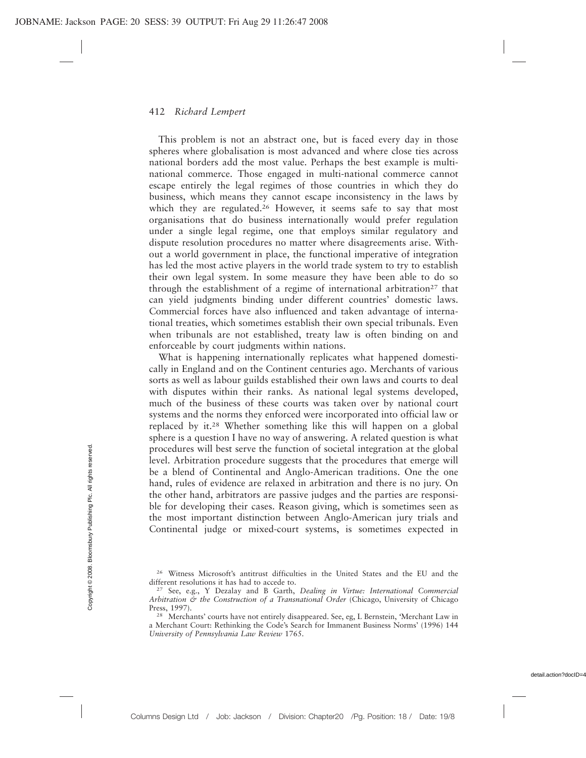This problem is not an abstract one, but is faced every day in those spheres where globalisation is most advanced and where close ties across national borders add the most value. Perhaps the best example is multinational commerce. Those engaged in multi-national commerce cannot escape entirely the legal regimes of those countries in which they do business, which means they cannot escape inconsistency in the laws by which they are regulated.[26] However, it seems safe to say that most organisations that do business internationally would prefer regulation under a single legal regime, one that employs similar regulatory and dispute resolution procedures no matter where disagreements arise. Without a world government in place, the functional imperative of integration has led the most active players in the world trade system to try to establish their own legal system. In some measure they have been able to do so through the establishment of a regime of international arbitration[27] that can yield judgments binding under different countries' domestic laws. Commercial forces have also influenced and taken advantage of international treaties, which sometimes establish their own special tribunals. Even when tribunals are not established, treaty law is often binding on and enforceable by court judgments within nations.

What is happening internationally replicates what happened domestically in England and on the Continent centuries ago. Merchants of various sorts as well as labour guilds established their own laws and courts to deal with disputes within their ranks. As national legal systems developed, much of the business of these courts was taken over by national court systems and the norms they enforced were incorporated into official law or replaced by it.[28] Whether something like this will happen on a global sphere is a question I have no way of answering. A related question is what procedures will best serve the function of societal integration at the global level. Arbitration procedure suggests that the procedures that emerge will be a blend of Continental and Anglo-American traditions. One the one hand, rules of evidence are relaxed in arbitration and there is no jury. On the other hand, arbitrators are passive judges and the parties are responsible for developing their cases. Reason giving, which is sometimes seen as the most important distinction between Anglo-American jury trials and Continental judge or mixed-court systems, is sometimes expected in

---

[26] Witness Microsoft's antitrust difficulties in the United States and the EU and the different resolutions it has had to accede to.

[27] See, e.g., Y Dezalay and B Garth, *Dealing in Virtue: International Commercial Arbitration & the Construction of a Transnational Order* (Chicago, University of Chicago Press, 1997).

[28] Merchants' courts have not entirely disappeared. See, eg, L Bernstein, 'Merchant Law in a Merchant Court: Rethinking the Code's Search for Immanent Business Norms' (1996) 144 *University of Pennsylvania Law Review* 1765.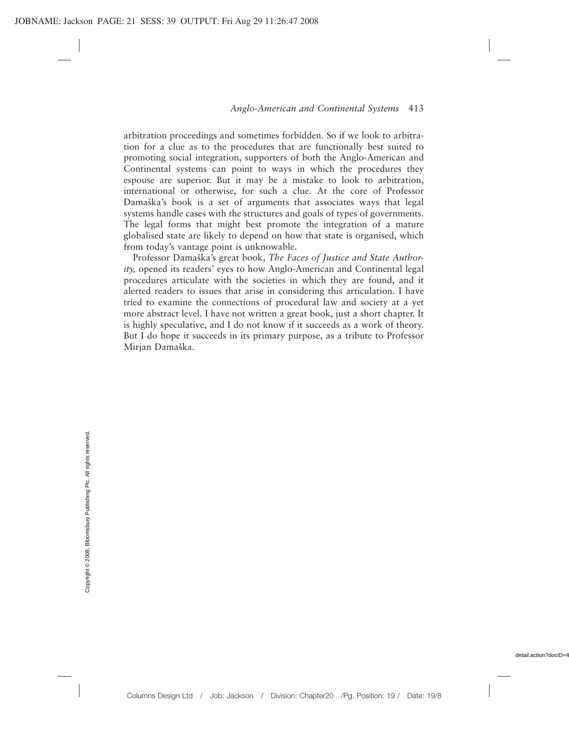arbitration proceedings and sometimes forbidden. So if we look to arbitration for a clue as to the procedures that are functionally best suited to promoting social integration, supporters of both the Anglo-American and Continental systems can point to ways in which the procedures they espouse are superior. But it may be a mistake to look to arbitration, international or otherwise, for such a clue. At the core of Professor Damaška's book is a set of arguments that associates ways that legal systems handle cases with the structures and goals of types of governments. The legal forms that might best promote the integration of a mature globalised state are likely to depend on how that state is organised, which from today's vantage point is unknowable.

Professor Damaška's great book, *The Faces of Justice and State Authority,* opened its readers' eyes to how Anglo-American and Continental legal procedures articulate with the societies in which they are found, and it alerted readers to issues that arise in considering this articulation. I have tried to examine the connections of procedural law and society at a yet more abstract level. I have not written a great book, just a short chapter. It is highly speculative, and I do not know if it succeeds as a work of theory. But I do hope it succeeds in its primary purpose, as a tribute to Professor Mirjan Damaška.